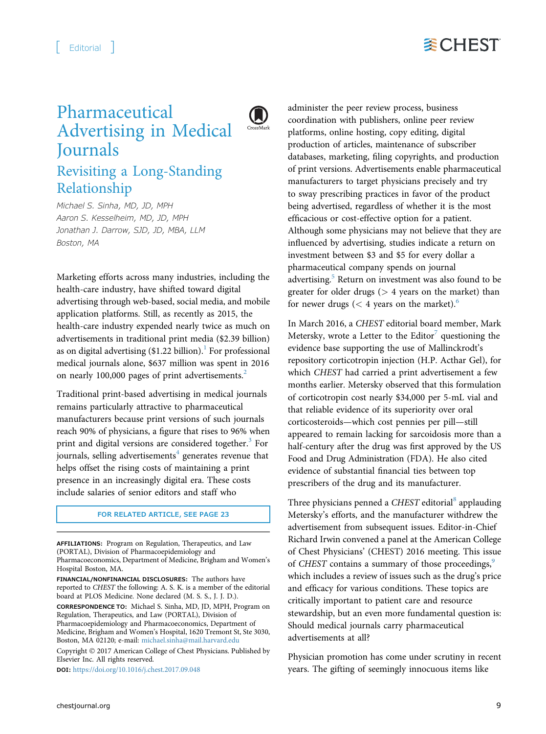Editorial

# Pharmaceutical Advertising in Medical Journals

## Revisiting a Long-Standing Relationship

*Michael S. Sinha, MD, JD, MPH*
*Aaron S. Kesselheim, MD, JD, MPH*
*Jonathan J. Darrow, SJD, JD, MBA, LLM*
*Boston, MA*

Marketing efforts across many industries, including the health-care industry, have shifted toward digital advertising through web-based, social media, and mobile application platforms. Still, as recently as 2015, the health-care industry expended nearly twice as much on advertisements in traditional print media ($2.39 billion) as on digital advertising ($1.22 billion).[1] For professional medical journals alone, $637 million was spent in 2016 on nearly 100,000 pages of print advertisements.[2]

Traditional print-based advertising in medical journals remains particularly attractive to pharmaceutical manufacturers because print versions of such journals reach 90% of physicians, a figure that rises to 96% when print and digital versions are considered together.[3] For journals, selling advertisements[4] generates revenue that helps offset the rising costs of maintaining a print presence in an increasingly digital era. These costs include salaries of senior editors and staff who administer the peer review process, business coordination with publishers, online peer review platforms, online hosting, copy editing, digital production of articles, maintenance of subscriber databases, marketing, filing copyrights, and production of print versions. Advertisements enable pharmaceutical manufacturers to target physicians precisely and try to sway prescribing practices in favor of the product being advertised, regardless of whether it is the most efficacious or cost-effective option for a patient. Although some physicians may not believe that they are influenced by advertising, studies indicate a return on investment between $3 and $5 for every dollar a pharmaceutical company spends on journal advertising.[5] Return on investment was also found to be greater for older drugs (> 4 years on the market) than for newer drugs (< 4 years on the market).[6]

In March 2016, a *CHEST* editorial board member, Mark Metersky, wrote a Letter to the Editor[7] questioning the evidence base supporting the use of Mallinckrodt's repository corticotropin injection (H.P. Acthar Gel), for which *CHEST* had carried a print advertisement a few months earlier. Metersky observed that this formulation of corticotropin cost nearly $34,000 per 5-mL vial and that reliable evidence of its superiority over oral corticosteroids—which cost pennies per pill—still appeared to remain lacking for sarcoidosis more than a half-century after the drug was first approved by the US Food and Drug Administration (FDA). He also cited evidence of substantial financial ties between top prescribers of the drug and its manufacturer.

Three physicians penned a *CHEST* editorial[8] applauding Metersky's efforts, and the manufacturer withdrew the advertisement from subsequent issues. Editor-in-Chief Richard Irwin convened a panel at the American College of Chest Physicians' (CHEST) 2016 meeting. This issue of *CHEST* contains a summary of those proceedings,[9] which includes a review of issues such as the drug's price and efficacy for various conditions. These topics are critically important to patient care and resource stewardship, but an even more fundamental question is: Should medical journals carry pharmaceutical advertisements at all?

Physician promotion has come under scrutiny in recent years. The gifting of seemingly innocuous items like

FOR RELATED ARTICLE, SEE PAGE 23

**AFFILIATIONS:** Program on Regulation, Therapeutics, and Law (PORTAL), Division of Pharmacoepidemiology and Pharmacoeconomics, Department of Medicine, Brigham and Women's Hospital Boston, MA.

**FINANCIAL/NONFINANCIAL DISCLOSURES:** The authors have reported to *CHEST* the following: A. S. K. is a member of the editorial board at PLOS Medicine. None declared (M. S. S., J. J. D.).

**CORRESPONDENCE TO:** Michael S. Sinha, MD, JD, MPH, Program on Regulation, Therapeutics, and Law (PORTAL), Division of Pharmacoepidemiology and Pharmacoeconomics, Department of Medicine, Brigham and Women's Hospital, 1620 Tremont St, Ste 3030, Boston, MA 02120; e-mail: michael.sinha@mail.harvard.edu

Copyright © 2017 American College of Chest Physicians. Published by Elsevier Inc. All rights reserved.

**DOI:** https://doi.org/10.1016/j.chest.2017.09.048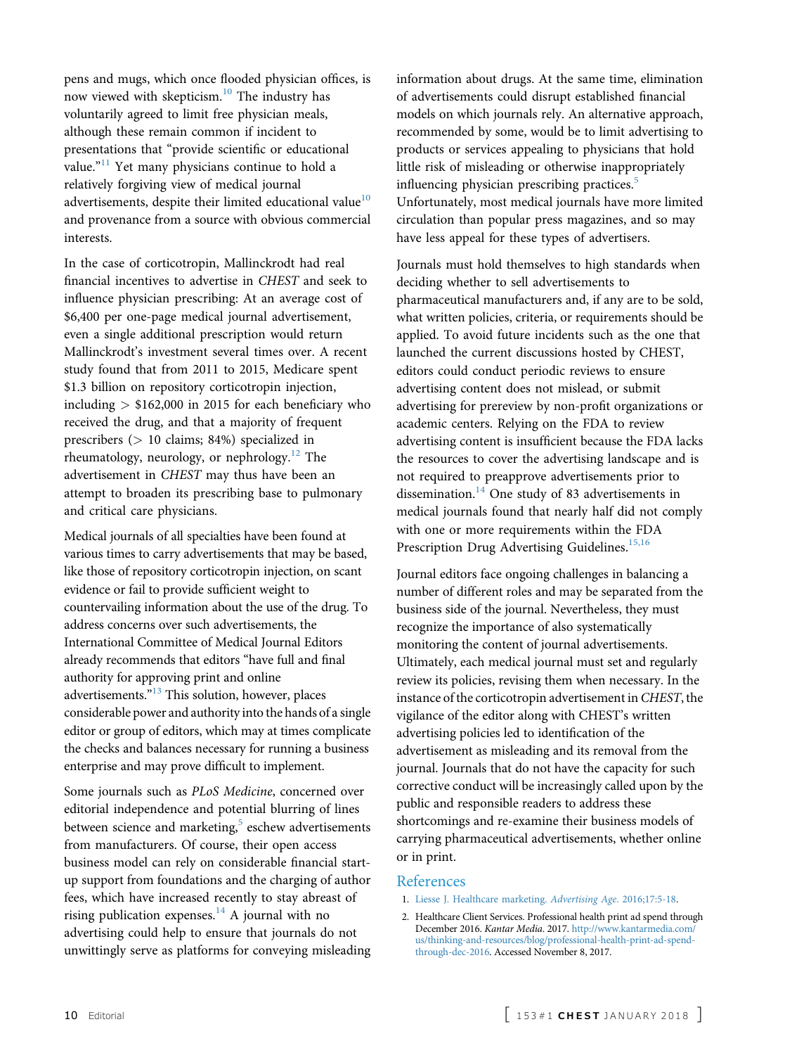pens and mugs, which once flooded physician offices, is now viewed with skepticism.[10] The industry has voluntarily agreed to limit free physician meals, although these remain common if incident to presentations that "provide scientific or educational value."[11] Yet many physicians continue to hold a relatively forgiving view of medical journal advertisements, despite their limited educational value[10] and provenance from a source with obvious commercial interests.

In the case of corticotropin, Mallinckrodt had real financial incentives to advertise in *CHEST* and seek to influence physician prescribing: At an average cost of $6,400 per one-page medical journal advertisement, even a single additional prescription would return Mallinckrodt's investment several times over. A recent study found that from 2011 to 2015, Medicare spent $1.3 billion on repository corticotropin injection, including > $162,000 in 2015 for each beneficiary who received the drug, and that a majority of frequent prescribers (> 10 claims; 84%) specialized in rheumatology, neurology, or nephrology.[12] The advertisement in *CHEST* may thus have been an attempt to broaden its prescribing base to pulmonary and critical care physicians.

Medical journals of all specialties have been found at various times to carry advertisements that may be based, like those of repository corticotropin injection, on scant evidence or fail to provide sufficient weight to countervailing information about the use of the drug. To address concerns over such advertisements, the International Committee of Medical Journal Editors already recommends that editors "have full and final authority for approving print and online advertisements."[13] This solution, however, places considerable power and authority into the hands of a single editor or group of editors, which may at times complicate the checks and balances necessary for running a business enterprise and may prove difficult to implement.

Some journals such as *PLoS Medicine*, concerned over editorial independence and potential blurring of lines between science and marketing,[5] eschew advertisements from manufacturers. Of course, their open access business model can rely on considerable financial start-up support from foundations and the charging of author fees, which have increased recently to stay abreast of rising publication expenses.[14] A journal with no advertising could help to ensure that journals do not unwittingly serve as platforms for conveying misleading information about drugs. At the same time, elimination of advertisements could disrupt established financial models on which journals rely. An alternative approach, recommended by some, would be to limit advertising to products or services appealing to physicians that hold little risk of misleading or otherwise inappropriately influencing physician prescribing practices.[5] Unfortunately, most medical journals have more limited circulation than popular press magazines, and so may have less appeal for these types of advertisers.

Journals must hold themselves to high standards when deciding whether to sell advertisements to pharmaceutical manufacturers and, if any are to be sold, what written policies, criteria, or requirements should be applied. To avoid future incidents such as the one that launched the current discussions hosted by CHEST, editors could conduct periodic reviews to ensure advertising content does not mislead, or submit advertising for prereview by non-profit organizations or academic centers. Relying on the FDA to review advertising content is insufficient because the FDA lacks the resources to cover the advertising landscape and is not required to preapprove advertisements prior to dissemination.[14] One study of 83 advertisements in medical journals found that nearly half did not comply with one or more requirements within the FDA Prescription Drug Advertising Guidelines.[15,16]

Journal editors face ongoing challenges in balancing a number of different roles and may be separated from the business side of the journal. Nevertheless, they must recognize the importance of also systematically monitoring the content of journal advertisements. Ultimately, each medical journal must set and regularly review its policies, revising them when necessary. In the instance of the corticotropin advertisement in *CHEST*, the vigilance of the editor along with CHEST's written advertising policies led to identification of the advertisement as misleading and its removal from the journal. Journals that do not have the capacity for such corrective conduct will be increasingly called upon by the public and responsible readers to address these shortcomings and re-examine their business models of carrying pharmaceutical advertisements, whether online or in print.

## References

1. Liesse J. Healthcare marketing. *Advertising Age*. 2016;17:5-18.
2. Healthcare Client Services. Professional health print ad spend through December 2016. *Kantar Media*. 2017. http://www.kantarmedia.com/us/thinking-and-resources/blog/professional-health-print-ad-spend-through-dec-2016. Accessed November 8, 2017.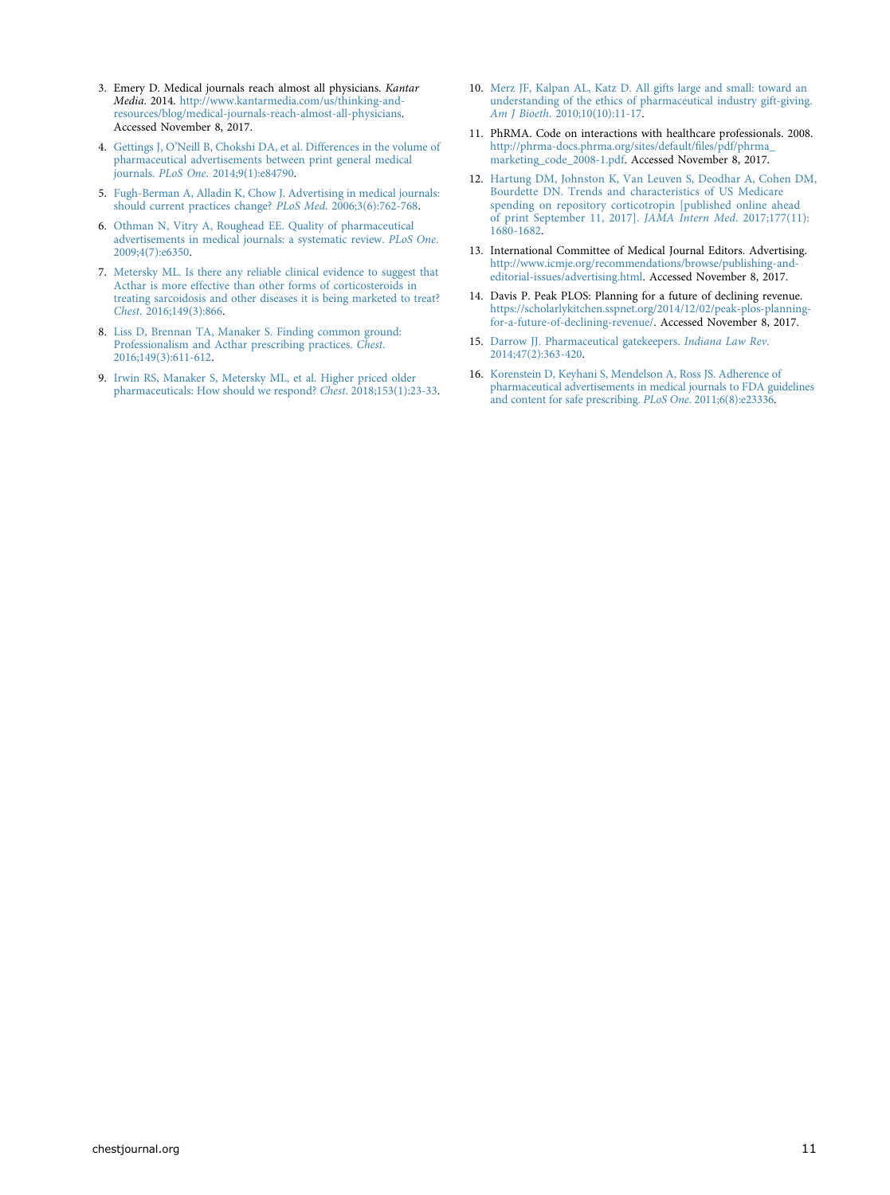3. Emery D. Medical journals reach almost all physicians. *Kantar Media*. 2014. http://www.kantarmedia.com/us/thinking-and-resources/blog/medical-journals-reach-almost-all-physicians. Accessed November 8, 2017.

4. Gettings J, O'Neill B, Chokshi DA, et al. Differences in the volume of pharmaceutical advertisements between print general medical journals. *PLoS One*. 2014;9(1):e84790.

5. Fugh-Berman A, Alladin K, Chow J. Advertising in medical journals: should current practices change? *PLoS Med*. 2006;3(6):762-768.

6. Othman N, Vitry A, Roughead EE. Quality of pharmaceutical advertisements in medical journals: a systematic review. *PLoS One*. 2009;4(7):e6350.

7. Metersky ML. Is there any reliable clinical evidence to suggest that Acthar is more effective than other forms of corticosteroids in treating sarcoidosis and other diseases it is being marketed to treat? *Chest*. 2016;149(3):866.

8. Liss D, Brennan TA, Manaker S. Finding common ground: Professionalism and Acthar prescribing practices. *Chest*. 2016;149(3):611-612.

9. Irwin RS, Manaker S, Metersky ML, et al. Higher priced older pharmaceuticals: How should we respond? *Chest*. 2018;153(1):23-33.

10. Merz JF, Kalpan AL, Katz D. All gifts large and small: toward an understanding of the ethics of pharmaceutical industry gift-giving. *Am J Bioeth*. 2010;10(10):11-17.

11. PhRMA. Code on interactions with healthcare professionals. 2008. http://phrma-docs.phrma.org/sites/default/files/pdf/phrma_marketing_code_2008-1.pdf. Accessed November 8, 2017.

12. Hartung DM, Johnston K, Van Leuven S, Deodhar A, Cohen DM, Bourdette DN. Trends and characteristics of US Medicare spending on repository corticotropin [published online ahead of print September 11, 2017]. *JAMA Intern Med*. 2017;177(11):1680-1682.

13. International Committee of Medical Journal Editors. Advertising. http://www.icmje.org/recommendations/browse/publishing-and-editorial-issues/advertising.html. Accessed November 8, 2017.

14. Davis P. Peak PLOS: Planning for a future of declining revenue. https://scholarlykitchen.sspnet.org/2014/12/02/peak-plos-planning-for-a-future-of-declining-revenue/. Accessed November 8, 2017.

15. Darrow JJ. Pharmaceutical gatekeepers. *Indiana Law Rev*. 2014;47(2):363-420.

16. Korenstein D, Keyhani S, Mendelson A, Ross JS. Adherence of pharmaceutical advertisements in medical journals to FDA guidelines and content for safe prescribing. *PLoS One*. 2011;6(8):e23336.